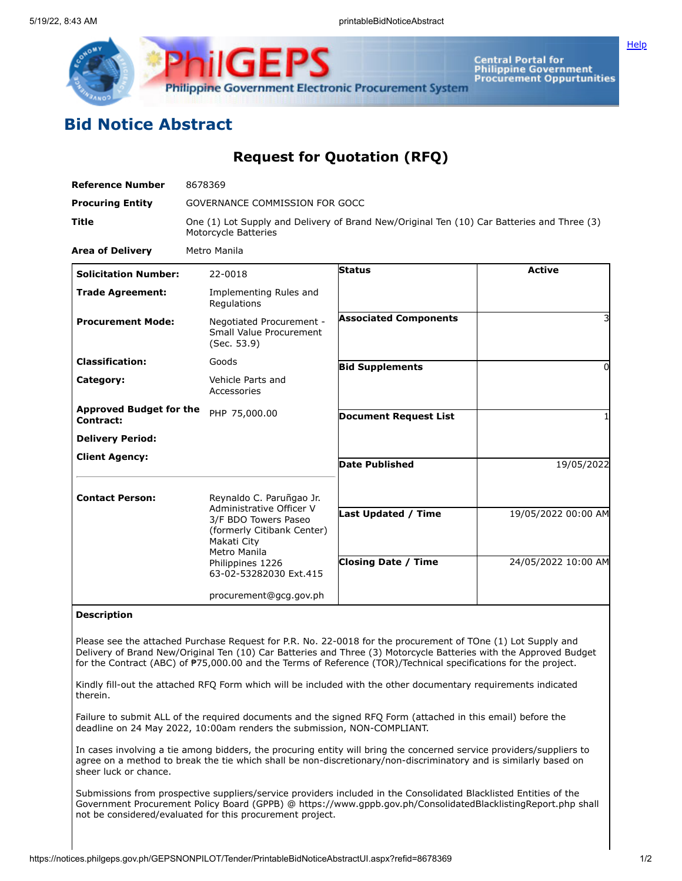# Bid Notice Abstract

## Request for Quotation (RFQ)

| | |
|---|---|
| **Reference Number** | 8678369 |
| **Procuring Entity** | GOVERNANCE COMMISSION FOR GOCC |
| **Title** | One (1) Lot Supply and Delivery of Brand New/Original Ten (10) Car Batteries and Three (3) Motorcycle Batteries |
| **Area of Delivery** | Metro Manila |

| | | | |
|---|---|---|---|
| **Solicitation Number:** | 22-0018 | **Status** | Active |
| **Trade Agreement:** | Implementing Rules and Regulations | | |
| **Procurement Mode:** | Negotiated Procurement - Small Value Procurement (Sec. 53.9) | **Associated Components** | 3 |
| **Classification:** | Goods | **Bid Supplements** | 0 |
| **Category:** | Vehicle Parts and Accessories | | |
| **Approved Budget for the Contract:** | PHP 75,000.00 | **Document Request List** | 1 |
| **Delivery Period:** | | | |
| **Client Agency:** | | **Date Published** | 19/05/2022 |
| **Contact Person:** | Reynaldo C. Paruñgao Jr.<br>Administrative Officer V<br>3/F BDO Towers Paseo (formerly Citibank Center)<br>Makati City<br>Metro Manila<br>Philippines 1226<br>63-02-53282030 Ext.415<br><br>procurement@gcg.gov.ph | **Last Updated / Time** | 19/05/2022 00:00 AM |
| | | **Closing Date / Time** | 24/05/2022 10:00 AM |

**Description**

Please see the attached Purchase Request for P.R. No. 22-0018 for the procurement of TOne (1) Lot Supply and Delivery of Brand New/Original Ten (10) Car Batteries and Three (3) Motorcycle Batteries with the Approved Budget for the Contract (ABC) of ₱75,000.00 and the Terms of Reference (TOR)/Technical specifications for the project.

Kindly fill-out the attached RFQ Form which will be included with the other documentary requirements indicated therein.

Failure to submit ALL of the required documents and the signed RFQ Form (attached in this email) before the deadline on 24 May 2022, 10:00am renders the submission, NON-COMPLIANT.

In cases involving a tie among bidders, the procuring entity will bring the concerned service providers/suppliers to agree on a method to break the tie which shall be non-discretionary/non-discriminatory and is similarly based on sheer luck or chance.

Submissions from prospective suppliers/service providers included in the Consolidated Blacklisted Entities of the Government Procurement Policy Board (GPPB) @ https://www.gppb.gov.ph/ConsolidatedBlacklistingReport.php shall not be considered/evaluated for this procurement project.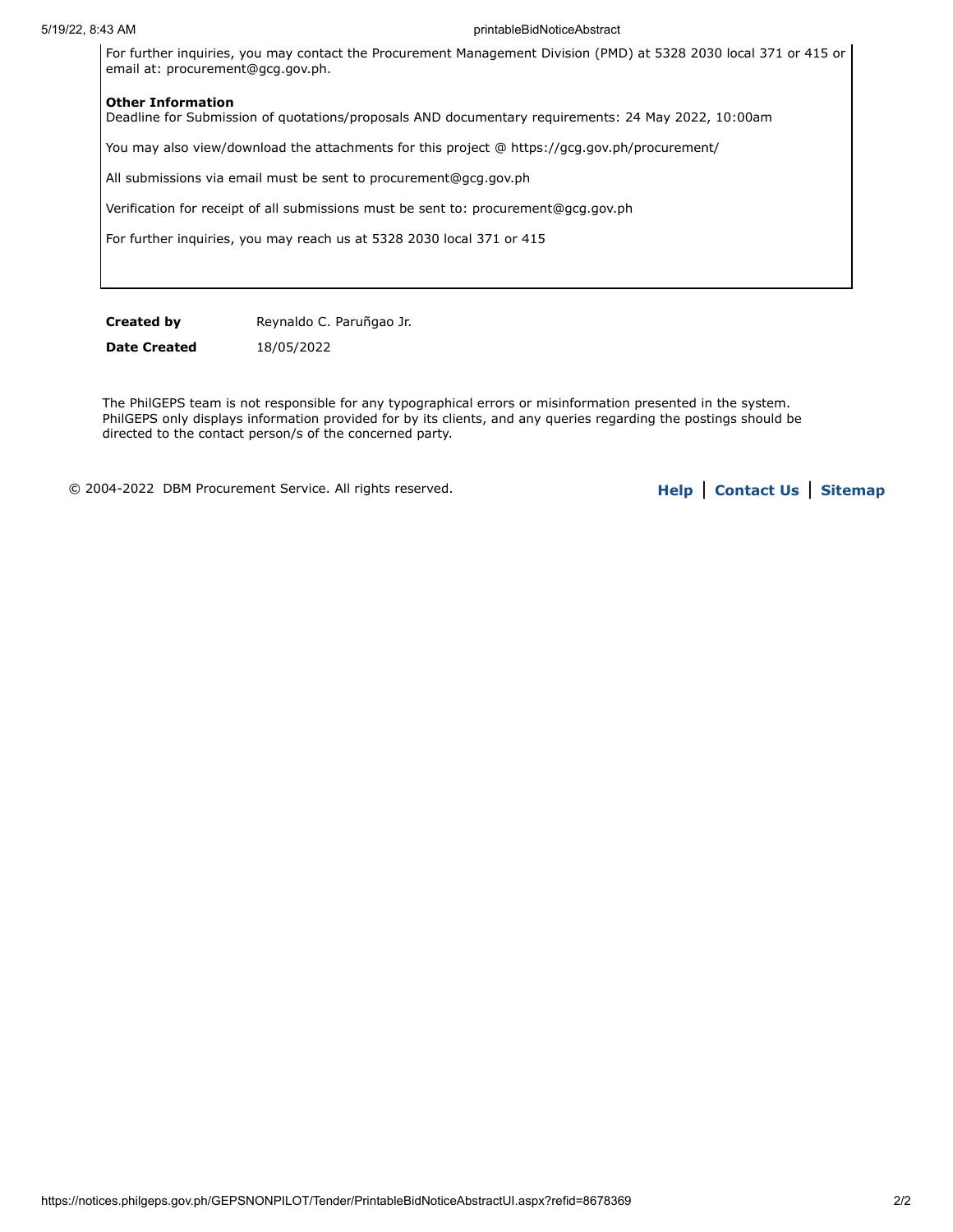For further inquiries, you may contact the Procurement Management Division (PMD) at 5328 2030 local 371 or 415 or email at: procurement@gcg.gov.ph.

**Other Information**

Deadline for Submission of quotations/proposals AND documentary requirements: 24 May 2022, 10:00am

You may also view/download the attachments for this project @ https://gcg.gov.ph/procurement/

All submissions via email must be sent to procurement@gcg.gov.ph

Verification for receipt of all submissions must be sent to: procurement@gcg.gov.ph

For further inquiries, you may reach us at 5328 2030 local 371 or 415

| | |
|---|---|
| **Created by** | Reynaldo C. Paruñgao Jr. |
| **Date Created** | 18/05/2022 |

The PhilGEPS team is not responsible for any typographical errors or misinformation presented in the system. PhilGEPS only displays information provided for by its clients, and any queries regarding the postings should be directed to the contact person/s of the concerned party.

© 2004-2022 DBM Procurement Service. All rights reserved.

**Help** | **Contact Us** | **Sitemap**